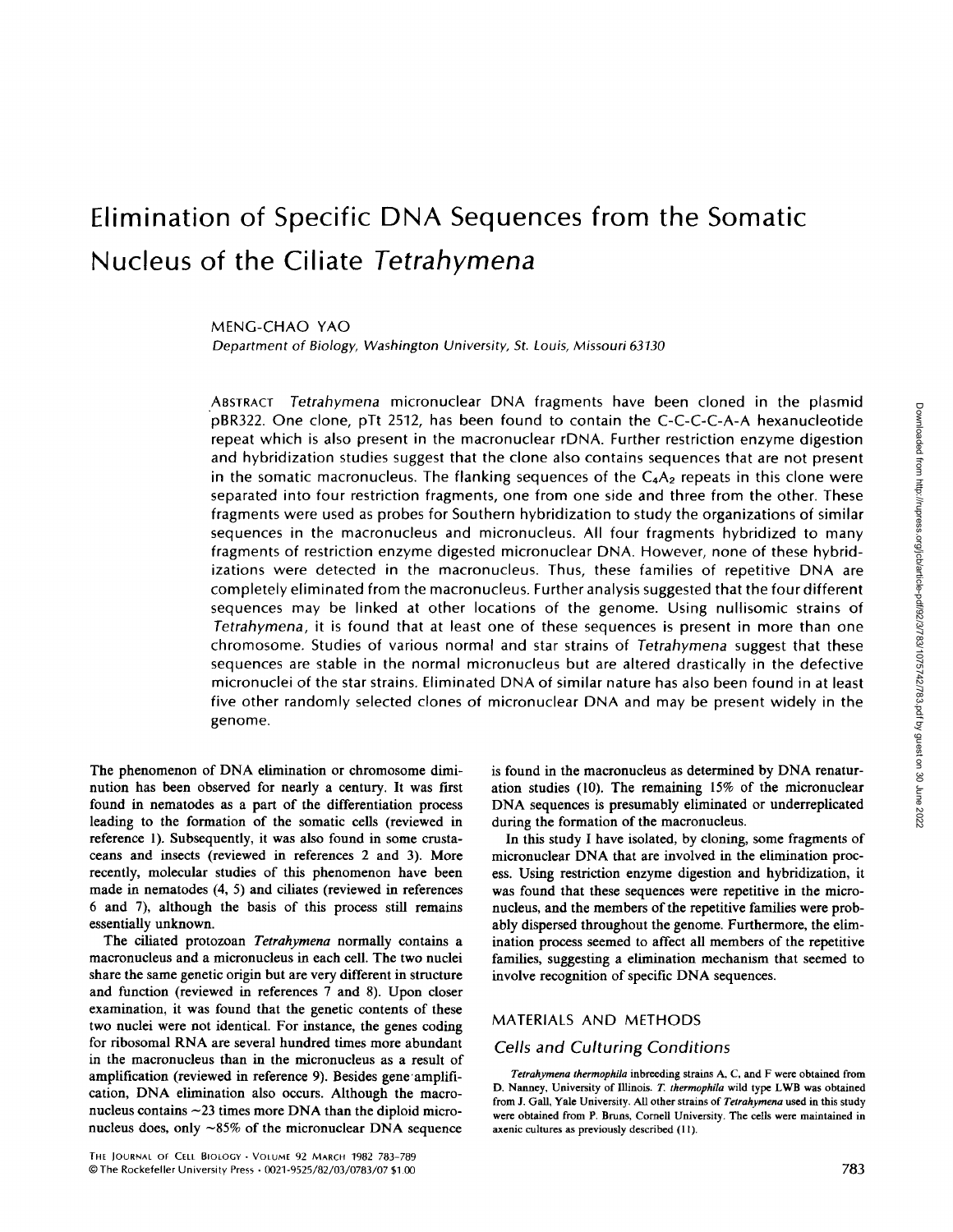# Elimination of Specific DNA Sequences from the Somatic Nucleus of the Ciliate *Tetrahymena*

MENG-CHAO YAO

*Department of Biology, Washington University, St. Louis, Missouri 63130*

ABSTRACT *Tetrahymena* micronuclear DNA fragments have been cloned in the plasmid pBR322. One clone, pTt 2512, has been found to contain the C-C-C-C-A-A hexanucleotide repeat which is also present in the macronuclear rDNA. Further restriction enzyme digestion and hybridization studies suggest that the clone also contains sequences that are not present in the somatic macronucleus. The flanking sequences of the $C_4A_2$ repeats in this clone were separated into four restriction fragments, one from one side and three from the other. These fragments were used as probes for Southern hybridization to study the organizations of similar sequences in the macronucleus and micronucleus. All four fragments hybridized to many fragments of restriction enzyme digested micronuclear DNA. However, none of these hybridizations were detected in the macronucleus. Thus, these families of repetitive DNA are completely eliminated from the macronucleus. Further analysis suggested that the four different sequences may be linked at other locations of the genome. Using nullisomic strains of *Tetrahymena*, it is found that at least one of these sequences is present in more than one chromosome. Studies of various normal and star strains of *Tetrahymena* suggest that these sequences are stable in the normal micronucleus but are altered drastically in the defective micronuclei of the star strains. Eliminated DNA of similar nature has also been found in at least five other randomly selected clones of micronuclear DNA and may be present widely in the genome.

The phenomenon of DNA elimination or chromosome diminution has been observed for nearly a century. It was first found in nematodes as a part of the differentiation process leading to the formation of the somatic cells (reviewed in reference 1). Subsequently, it was also found in some crustaceans and insects (reviewed in references 2 and 3). More recently, molecular studies of this phenomenon have been made in nematodes (4, 5) and ciliates (reviewed in references 6 and 7), although the basis of this process still remains essentially unknown.

The ciliated protozoan *Tetrahymena* normally contains a macronucleus and a micronucleus in each cell. The two nuclei share the same genetic origin but are very different in structure and function (reviewed in references 7 and 8). Upon closer examination, it was found that the genetic contents of these two nuclei were not identical. For instance, the genes coding for ribosomal RNA are several hundred times more abundant in the macronucleus than in the micronucleus as a result of amplification (reviewed in reference 9). Besides gene amplification, DNA elimination also occurs. Although the macronucleus contains ~23 times more DNA than the diploid micronucleus does, only ~85% of the micronuclear DNA sequence is found in the macronucleus as determined by DNA renaturation studies (10). The remaining 15% of the micronuclear DNA sequences is presumably eliminated or underreplicated during the formation of the macronucleus.

In this study I have isolated, by cloning, some fragments of micronuclear DNA that are involved in the elimination process. Using restriction enzyme digestion and hybridization, it was found that these sequences were repetitive in the micronucleus, and the members of the repetitive families were probably dispersed throughout the genome. Furthermore, the elimination process seemed to affect all members of the repetitive families, suggesting a elimination mechanism that seemed to involve recognition of specific DNA sequences.

## MATERIALS AND METHODS

### Cells and Culturing Conditions

*Tetrahymena thermophila* inbreeding strains A, C, and F were obtained from D. Nanney, University of Illinois. *T. thermophila* wild type LWB was obtained from J. Gall, Yale University. All other strains of *Tetrahymena* used in this study were obtained from P. Bruns, Cornell University. The cells were maintained in axenic cultures as previously described (11).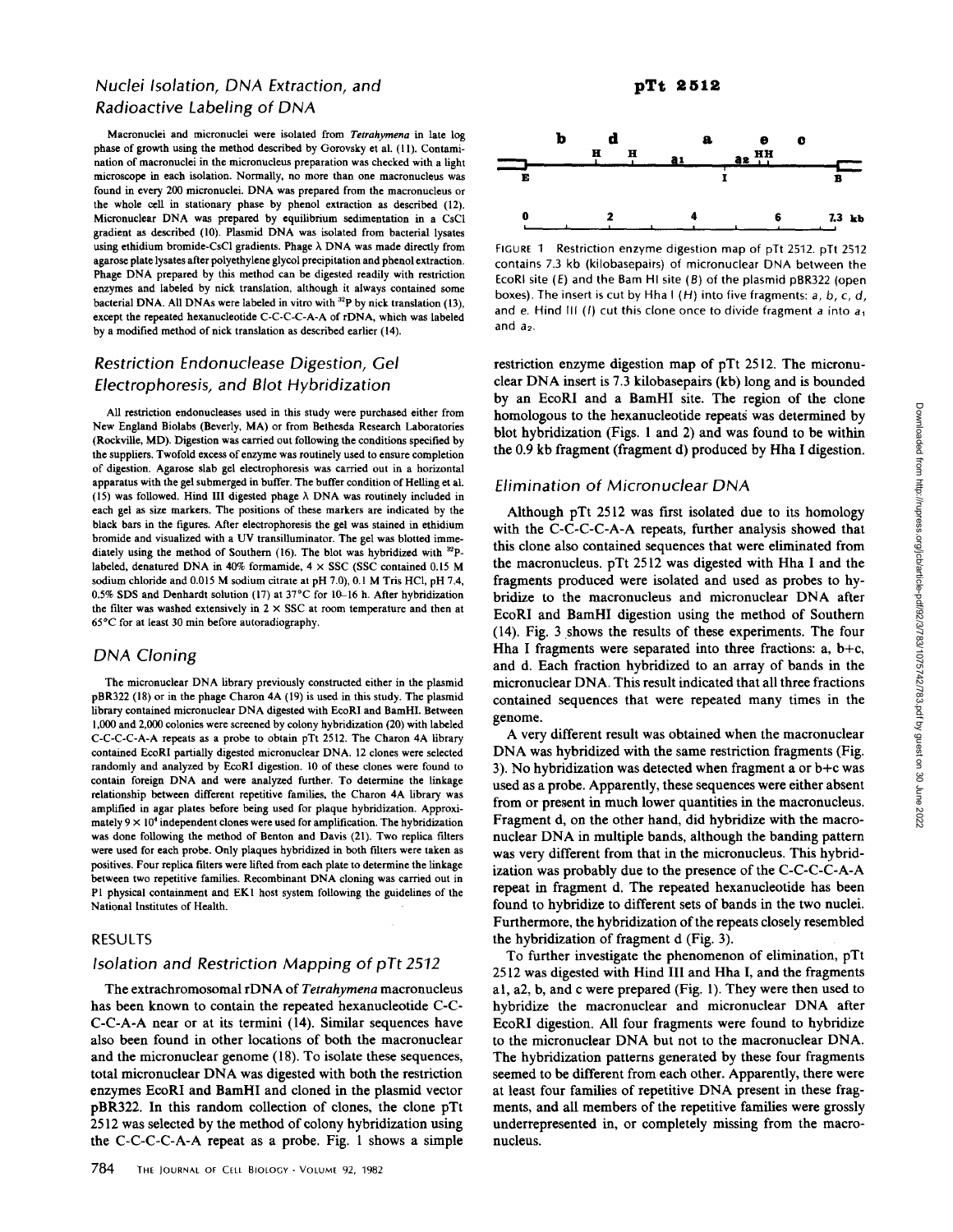## Nuclei Isolation, DNA Extraction, and Radioactive Labeling of DNA

Macronuclei and micronuclei were isolated from *Tetrahymena* in late log phase of growth using the method described by Gorovsky et al. (11). Contamination of macronuclei in the micronucleus preparation was checked with a light microscope in each isolation. Normally, no more than one macronucleus was found in every 200 micronuclei. DNA was prepared from the macronucleus or the whole cell in stationary phase by phenol extraction as described (12). Micronuclear DNA was prepared by equilibrium sedimentation in a CsCl gradient as described (10). Plasmid DNA was isolated from bacterial lysates using ethidium bromide-CsCl gradients. Phage λ DNA was made directly from agarose plate lysates after polyethylene glycol precipitation and phenol extraction. Phage DNA prepared by this method can be digested readily with restriction enzymes and labeled by nick translation, although it always contained some bacterial DNA. All DNAs were labeled in vitro with $^{32}P$ by nick translation (13), except the repeated hexanucleotide C-C-C-C-A-A of rDNA, which was labeled by a modified method of nick translation as described earlier (14).

## Restriction Endonuclease Digestion, Gel Electrophoresis, and Blot Hybridization

All restriction endonucleases used in this study were purchased either from New England Biolabs (Beverly, MA) or from Bethesda Research Laboratories (Rockville, MD). Digestion was carried out following the conditions specified by the suppliers. Twofold excess of enzyme was routinely used to ensure completion of digestion. Agarose slab gel electrophoresis was carried out in a horizontal apparatus with the gel submerged in buffer. The buffer condition of Helling et al. (15) was followed. Hind III digested phage λ DNA was routinely included in each gel as size markers. The positions of these markers are indicated by the black bars in the figures. After electrophoresis the gel was stained in ethidium bromide and visualized with a UV transilluminator. The gel was blotted immediately using the method of Southern (16). The blot was hybridized with $^{32}P$-labeled, denatured DNA in 40% formamide, 4 × SSC (SSC contained 0.15 M sodium chloride and 0.015 M sodium citrate at pH 7.0), 0.1 M Tris HCl, pH 7.4, 0.5% SDS and Denhardt solution (17) at 37°C for 10–16 h. After hybridization the filter was washed extensively in 2 × SSC at room temperature and then at 65°C for at least 30 min before autoradiography.

## DNA Cloning

The micronuclear DNA library previously constructed either in the plasmid pBR322 (18) or in the phage Charon 4A (19) is used in this study. The plasmid library contained micronuclear DNA digested with EcoRI and BamHI. Between 1,000 and 2,000 colonies were screened by colony hybridization (20) with labeled C-C-C-C-A-A repeats as a probe to obtain pTt 2512. The Charon 4A library contained EcoRI partially digested micronuclear DNA. 12 clones were selected randomly and analyzed by EcoRI digestion. 10 of these clones were found to contain foreign DNA and were analyzed further. To determine the linkage relationship between different repetitive families, the Charon 4A library was amplified in agar plates before being used for plaque hybridization. Approximately $9 \times 10^4$ independent clones were used for amplification. The hybridization was done following the method of Benton and Davis (21). Two replica filters were used for each probe. Only plaques hybridized in both filters were taken as positives. Four replica filters were lifted from each plate to determine the linkage between two repetitive families. Recombinant DNA cloning was carried out in P1 physical containment and EK1 host system following the guidelines of the National Institutes of Health.

# RESULTS

## Isolation and Restriction Mapping of pTt 2512

The extrachromosomal rDNA of *Tetrahymena* macronucleus has been known to contain the repeated hexanucleotide C-C-C-C-A-A near or at its termini (14). Similar sequences have also been found in other locations of both the macronuclear and the micronuclear genome (18). To isolate these sequences, total micronuclear DNA was digested with both the restriction enzymes EcoRI and BamHI and cloned in the plasmid vector pBR322. In this random collection of clones, the clone pTt 2512 was selected by the method of colony hybridization using the C-C-C-C-A-A repeat as a probe. Fig. 1 shows a simple restriction enzyme digestion map of pTt 2512. The micronuclear DNA insert is 7.3 kilobasepairs (kb) long and is bounded by an EcoRI and a BamHI site. The region of the clone homologous to the hexanucleotide repeats was determined by blot hybridization (Figs. 1 and 2) and was found to be within the 0.9 kb fragment (fragment d) produced by Hha I digestion.

**pTt 2512**

FIGURE 1 Restriction enzyme digestion map of pTt 2512. pTt 2512 contains 7.3 kb (kilobasepairs) of micronuclear DNA between the EcoRI site (*E*) and the Bam HI site (*B*) of the plasmid pBR322 (open boxes). The insert is cut by Hha I (*H*) into five fragments: *a*, *b*, *c*, *d*, and *e*. Hind III (*I*) cut this clone once to divide fragment *a* into $a_1$ and $a_2$.

## Elimination of Micronuclear DNA

Although pTt 2512 was first isolated due to its homology with the C-C-C-C-A-A repeats, further analysis showed that this clone also contained sequences that were eliminated from the macronucleus. pTt 2512 was digested with Hha I and the fragments produced were isolated and used as probes to hybridize to the macronucleus and micronuclear DNA after EcoRI and BamHI digestion using the method of Southern (14). Fig. 3 shows the results of these experiments. The four Hha I fragments were separated into three fractions: a, b+c, and d. Each fraction hybridized to an array of bands in the micronuclear DNA. This result indicated that all three fractions contained sequences that were repeated many times in the genome.

A very different result was obtained when the macronuclear DNA was hybridized with the same restriction fragments (Fig. 3). No hybridization was detected when fragment a or b+c was used as a probe. Apparently, these sequences were either absent from or present in much lower quantities in the macronucleus. Fragment d, on the other hand, did hybridize with the macronuclear DNA in multiple bands, although the banding pattern was very different from that in the micronucleus. This hybridization was probably due to the presence of the C-C-C-C-A-A repeat in fragment d. The repeated hexanucleotide has been found to hybridize to different sets of bands in the two nuclei. Furthermore, the hybridization of the repeats closely resembled the hybridization of fragment d (Fig. 3).

To further investigate the phenomenon of elimination, pTt 2512 was digested with Hind III and Hha I, and the fragments a1, a2, b, and c were prepared (Fig. 1). They were then used to hybridize the macronuclear and micronuclear DNA after EcoRI digestion. All four fragments were found to hybridize to the micronuclear DNA but not to the macronuclear DNA. The hybridization patterns generated by these four fragments seemed to be different from each other. Apparently, there were at least four families of repetitive DNA present in these fragments, and all members of the repetitive families were grossly underrepresented in, or completely missing from the macronucleus.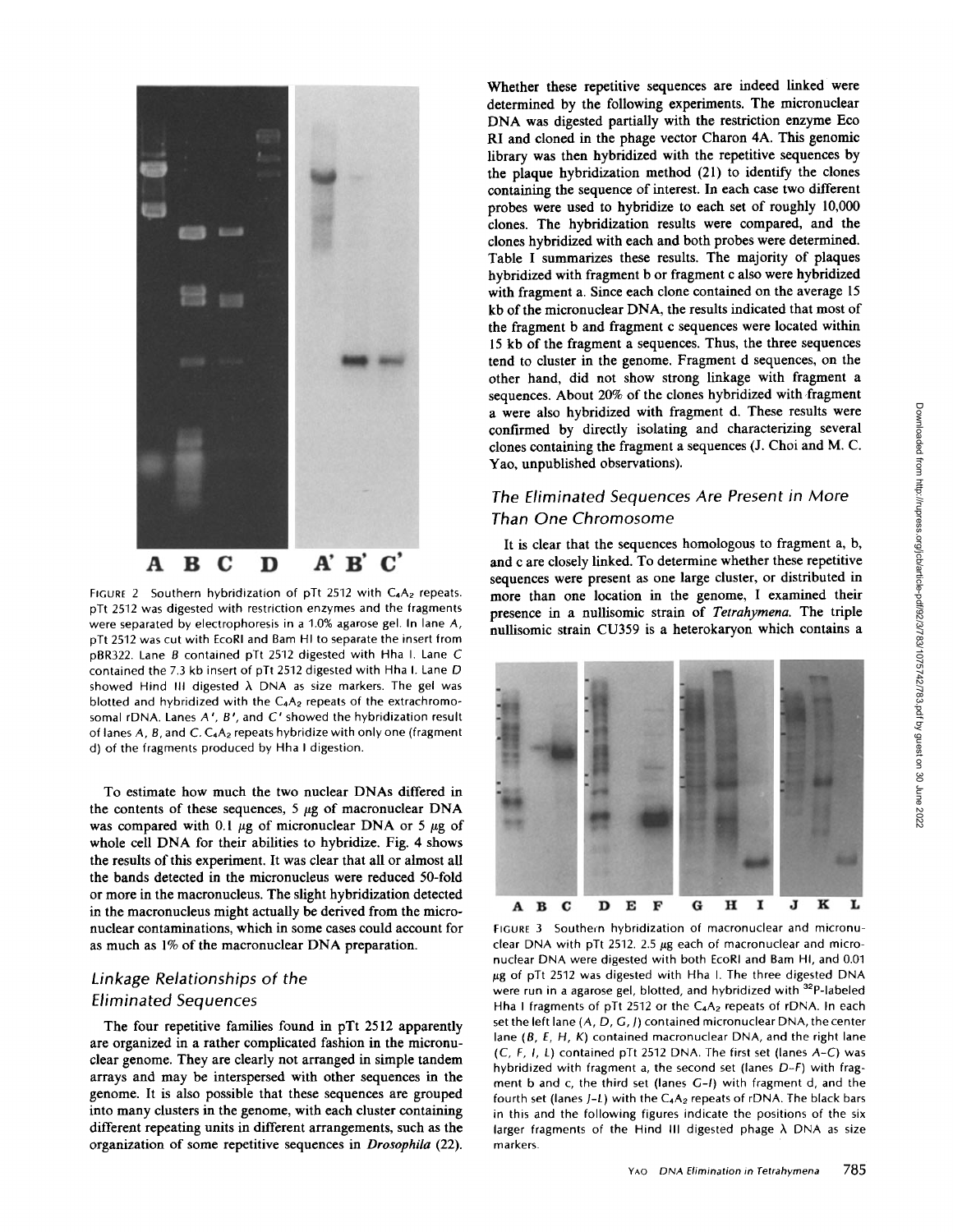FIGURE 2 Southern hybridization of pTt 2512 with $C_4A_2$ repeats. pTt 2512 was digested with restriction enzymes and the fragments were separated by electrophoresis in a 1.0% agarose gel. In lane *A*, pTt 2512 was cut with EcoRI and Bam HI to separate the insert from pBR322. Lane *B* contained pTt 2512 digested with Hha I. Lane *C* contained the 7.3 kb insert of pTt 2512 digested with Hha I. Lane *D* showed Hind III digested λ DNA as size markers. The gel was blotted and hybridized with the $C_4A_2$ repeats of the extrachromosomal rDNA. Lanes *A'*, *B'*, and *C'* showed the hybridization result of lanes *A*, *B*, and *C*. $C_4A_2$ repeats hybridize with only one (fragment d) of the fragments produced by Hha I digestion.

To estimate how much the two nuclear DNAs differed in the contents of these sequences, 5 μg of macronuclear DNA was compared with 0.1 μg of micronuclear DNA or 5 μg of whole cell DNA for their abilities to hybridize. Fig. 4 shows the results of this experiment. It was clear that all or almost all the bands detected in the micronucleus were reduced 50-fold or more in the macronucleus. The slight hybridization detected in the macronucleus might actually be derived from the micronuclear contaminations, which in some cases could account for as much as 1% of the macronuclear DNA preparation.

## Linkage Relationships of the Eliminated Sequences

The four repetitive families found in pTt 2512 apparently are organized in a rather complicated fashion in the micronuclear genome. They are clearly not arranged in simple tandem arrays and may be interspersed with other sequences in the genome. It is also possible that these sequences are grouped into many clusters in the genome, with each cluster containing different repeating units in different arrangements, such as the organization of some repetitive sequences in *Drosophila* (22).

Whether these repetitive sequences are indeed linked were determined by the following experiments. The micronuclear DNA was digested partially with the restriction enzyme Eco RI and cloned in the phage vector Charon 4A. This genomic library was then hybridized with the repetitive sequences by the plaque hybridization method (21) to identify the clones containing the sequence of interest. In each case two different probes were used to hybridize to each set of roughly 10,000 clones. The hybridization results were compared, and the clones hybridized with each and both probes were determined. Table I summarizes these results. The majority of plaques hybridized with fragment b or fragment c also were hybridized with fragment a. Since each clone contained on the average 15 kb of the micronuclear DNA, the results indicated that most of the fragment b and fragment c sequences were located within 15 kb of the fragment a sequences. Thus, the three sequences tend to cluster in the genome. Fragment d sequences, on the other hand, did not show strong linkage with fragment a sequences. About 20% of the clones hybridized with fragment a were also hybridized with fragment d. These results were confirmed by directly isolating and characterizing several clones containing the fragment a sequences (J. Choi and M. C. Yao, unpublished observations).

## The Eliminated Sequences Are Present in More Than One Chromosome

It is clear that the sequences homologous to fragment a, b, and c are closely linked. To determine whether these repetitive sequences were present as one large cluster, or distributed in more than one location in the genome, I examined their presence in a nullisomic strain of *Tetrahymena*. The triple nullisomic strain CU359 is a heterokaryon which contains a

FIGURE 3 Southern hybridization of macronuclear and micronuclear DNA with pTt 2512. 2.5 μg each of macronuclear and micronuclear DNA were digested with both EcoRI and Bam HI, and 0.01 μg of pTt 2512 was digested with Hha I. The three digested DNA were run in a agarose gel, blotted, and hybridized with $^{32}$P-labeled Hha I fragments of pTt 2512 or the $C_4A_2$ repeats of rDNA. In each set the left lane (*A*, *D*, *G*, *J*) contained micronuclear DNA, the center lane (*B*, *E*, *H*, *K*) contained macronuclear DNA, and the right lane (*C*, *F*, *I*, *L*) contained pTt 2512 DNA. The first set (lanes *A*–*C*) was hybridized with fragment a, the second set (lanes *D*–*F*) with fragment b and c, the third set (lanes *G*–*I*) with fragment d, and the fourth set (lanes *J*–*L*) with the $C_4A_2$ repeats of rDNA. The black bars in this and the following figures indicate the positions of the six larger fragments of the Hind III digested phage λ DNA as size markers.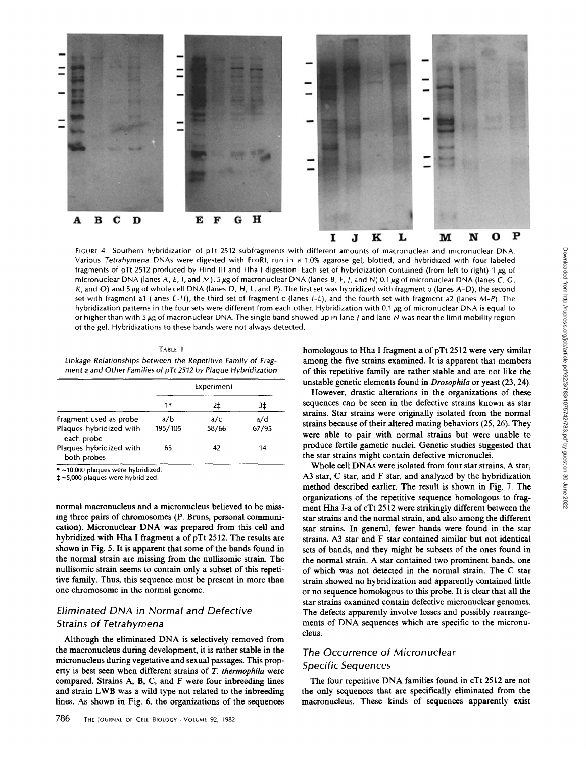FIGURE 4 Southern hybridization of pTt 2512 subfragments with different amounts of macronuclear and micronuclear DNA. Various *Tetrahymena* DNAs were digested with EcoRI, run in a 1.0% agarose gel, blotted, and hybridized with four labeled fragments of pTt 2512 produced by Hind III and Hha I digestion. Each set of hybridization contained (from left to right) 1 μg of micronuclear DNA (lanes *A*, *E*, *I*, and *M*), 5 μg of macronuclear DNA (lanes *B*, *F*, *J*, and *N*) 0.1 μg of micronuclear DNA (lanes *C*, *G*, *K*, and *O*) and 5 μg of whole cell DNA (lanes *D*, *H*, *L*, and *P*). The first set was hybridized with fragment b (lanes *A–D*), the second set with fragment a1 (lanes *E–H*), the third set of fragment c (lanes *I–L*), and the fourth set with fragment a2 (lanes *M–P*). The hybridization patterns in the four sets were different from each other. Hybridization with 0.1 μg of micronuclear DNA is equal to or higher than with 5 μg of macronuclear DNA. The single band showed up in lane *J* and lane *N* was near the limit mobility region of the gel. Hybridizations to these bands were not always detected.

TABLE I

*Linkage Relationships between the Repetitive Family of Fragment a and Other Families of pTt 2512 by Plaque Hybridization*

| | Experiment | | |
|---|---|---|---|
| | 1* | 2‡ | 3‡ |
| Fragment used as probe | a/b | a/c | a/d |
| Plaques hybridized with each probe | 195/105 | 58/66 | 67/95 |
| Plaques hybridized with both probes | 65 | 42 | 14 |

\* ~10,000 plaques were hybridized.

‡ ~5,000 plaques were hybridized.

normal macronucleus and a micronucleus believed to be missing three pairs of chromosomes (P. Bruns, personal communication). Micronuclear DNA was prepared from this cell and hybridized with Hha I fragment a of pTt 2512. The results are shown in Fig. 5. It is apparent that some of the bands found in the normal strain are missing from the nullisomic strain. The nullisomic strain seems to contain only a subset of this repetitive family. Thus, this sequence must be present in more than one chromosome in the normal genome.

## Eliminated DNA in Normal and Defective Strains of Tetrahymena

Although the eliminated DNA is selectively removed from the macronucleus during development, it is rather stable in the micronucleus during vegetative and sexual passages. This property is best seen when different strains of *T. thermophila* were compared. Strains A, B, C, and F were four inbreeding lines and strain LWB was a wild type not related to the inbreeding lines. As shown in Fig. 6, the organizations of the sequences homologous to Hha I fragment a of pTt 2512 were very similar among the five strains examined. It is apparent that members of this repetitive family are rather stable and are not like the unstable genetic elements found in *Drosophila* or yeast (23, 24).

However, drastic alterations in the organizations of these sequences can be seen in the defective strains known as star strains. Star strains were originally isolated from the normal strains because of their altered mating behaviors (25, 26). They were able to pair with normal strains but were unable to produce fertile gametic nuclei. Genetic studies suggested that the star strains might contain defective micronuclei.

Whole cell DNAs were isolated from four star strains, A star, A3 star, C star, and F star, and analyzed by the hybridization method described earlier. The result is shown in Fig. 7. The organizations of the repetitive sequence homologous to fragment Hha I-a of cTt 2512 were strikingly different between the star strains and the normal strain, and also among the different star strains. In general, fewer bands were found in the star strains. A3 star and F star contained similar but not identical sets of bands, and they might be subsets of the ones found in the normal strain. A star contained two prominent bands, one of which was not detected in the normal strain. The C star strain showed no hybridization and apparently contained little or no sequence homologous to this probe. It is clear that all the star strains examined contain defective micronuclear genomes. The defects apparently involve losses and possibly rearrangements of DNA sequences which are specific to the micronucleus.

## The Occurrence of Micronuclear Specific Sequences

The four repetitive DNA families found in cTt 2512 are not the only sequences that are specifically eliminated from the macronucleus. These kinds of sequences apparently exist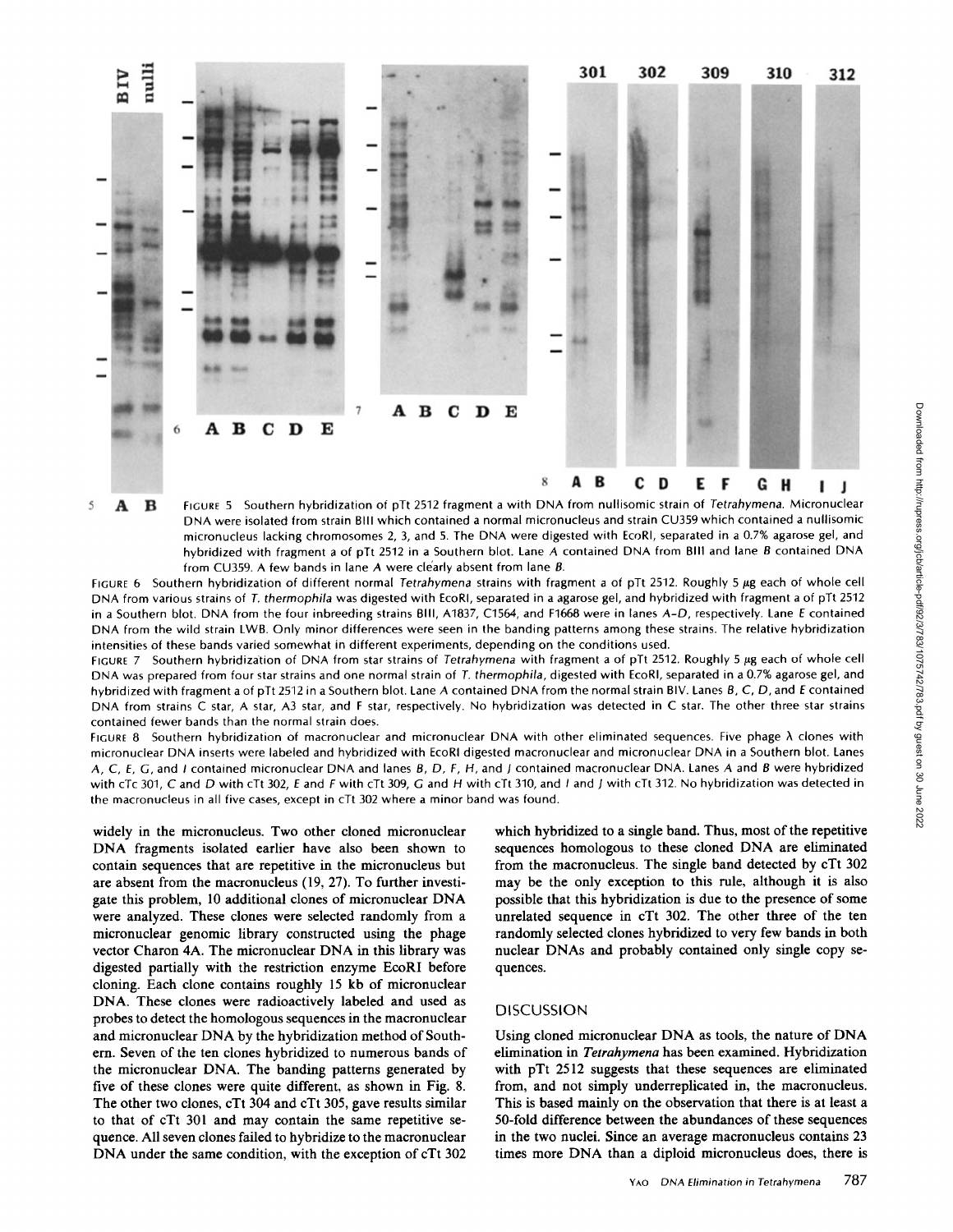FIGURE 5 Southern hybridization of pTt 2512 fragment a with DNA from nullisomic strain of *Tetrahymena*. Micronuclear DNA were isolated from strain BIII which contained a normal micronucleus and strain CU359 which contained a nullisomic micronucleus lacking chromosomes 2, 3, and 5. The DNA were digested with EcoRI, separated in a 0.7% agarose gel, and hybridized with fragment a of pTt 2512 in a Southern blot. Lane *A* contained DNA from BIII and lane *B* contained DNA from CU359. A few bands in lane *A* were clearly absent from lane *B*.

FIGURE 6 Southern hybridization of different normal *Tetrahymena* strains with fragment a of pTt 2512. Roughly 5 μg each of whole cell DNA from various strains of *T. thermophila* was digested with EcoRI, separated in a agarose gel, and hybridized with fragment a of pTt 2512 in a Southern blot. DNA from the four inbreeding strains BIII, A1837, C1564, and F1668 were in lanes *A–D*, respectively. Lane *E* contained DNA from the wild strain LWB. Only minor differences were seen in the banding patterns among these strains. The relative hybridization intensities of these bands varied somewhat in different experiments, depending on the conditions used.

FIGURE 7 Southern hybridization of DNA from star strains of *Tetrahymena* with fragment a of pTt 2512. Roughly 5 μg each of whole cell DNA was prepared from four star strains and one normal strain of *T. thermophila*, digested with EcoRI, separated in a 0.7% agarose gel, and hybridized with fragment a of pTt 2512 in a Southern blot. Lane *A* contained DNA from the normal strain BIV. Lanes *B*, *C*, *D*, and *E* contained DNA from strains C star, A star, A3 star, and F star, respectively. No hybridization was detected in C star. The other three star strains contained fewer bands than the normal strain does.

FIGURE 8 Southern hybridization of macronuclear and micronuclear DNA with other eliminated sequences. Five phage λ clones with micronuclear DNA inserts were labeled and hybridized with EcoRI digested macronuclear and micronuclear DNA in a Southern blot. Lanes *A*, *C*, *E*, *G*, and *I* contained micronuclear DNA and lanes *B*, *D*, *F*, *H*, and *J* contained macronuclear DNA. Lanes *A* and *B* were hybridized with cTc 301, *C* and *D* with cTt 302, *E* and *F* with cTt 309, *G* and *H* with cTt 310, and *I* and *J* with cTt 312. No hybridization was detected in the macronucleus in all five cases, except in cTt 302 where a minor band was found.

widely in the micronucleus. Two other cloned micronuclear DNA fragments isolated earlier have also been shown to contain sequences that are repetitive in the micronucleus but are absent from the macronucleus (19, 27). To further investigate this problem, 10 additional clones of micronuclear DNA were analyzed. These clones were selected randomly from a micronuclear genomic library constructed using the phage vector Charon 4A. The micronuclear DNA in this library was digested partially with the restriction enzyme EcoRI before cloning. Each clone contains roughly 15 kb of micronuclear DNA. These clones were radioactively labeled and used as probes to detect the homologous sequences in the macronuclear and micronuclear DNA by the hybridization method of Southern. Seven of the ten clones hybridized to numerous bands of the micronuclear DNA. The banding patterns generated by five of these clones were quite different, as shown in Fig. 8. The other two clones, cTt 304 and cTt 305, gave results similar to that of cTt 301 and may contain the same repetitive sequence. All seven clones failed to hybridize to the macronuclear DNA under the same condition, with the exception of cTt 302 which hybridized to a single band. Thus, most of the repetitive sequences homologous to these cloned DNA are eliminated from the macronucleus. The single band detected by cTt 302 may be the only exception to this rule, although it is also possible that this hybridization is due to the presence of some unrelated sequence in cTt 302. The other three of the ten randomly selected clones hybridized to very few bands in both nuclear DNAs and probably contained only single copy sequences.

## DISCUSSION

Using cloned micronuclear DNA as tools, the nature of DNA elimination in *Tetrahymena* has been examined. Hybridization with pTt 2512 suggests that these sequences are eliminated from, and not simply underreplicated in, the macronucleus. This is based mainly on the observation that there is at least a 50-fold difference between the abundances of these sequences in the two nuclei. Since an average macronucleus contains 23 times more DNA than a diploid micronucleus does, there is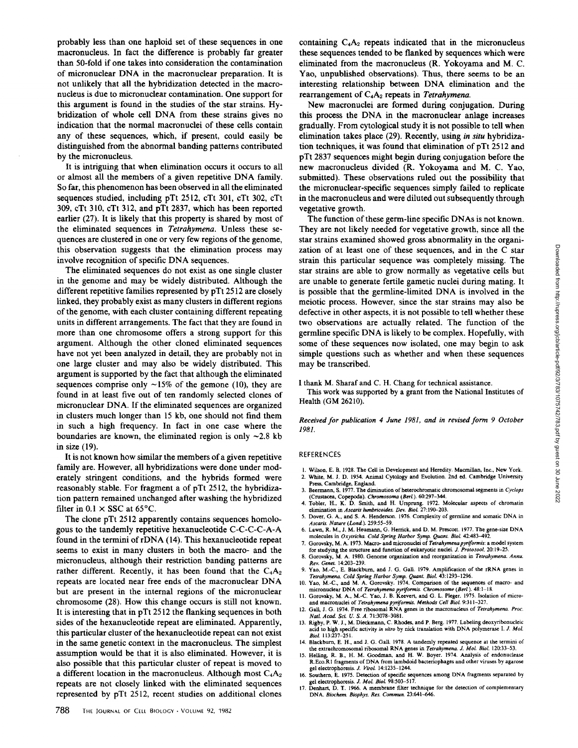probably less than one haploid set of these sequences in one macronucleus. In fact the difference is probably far greater than 50-fold if one takes into consideration the contamination of micronuclear DNA in the macronuclear preparation. It is not unlikely that all the hybridization detected in the macronucleus is due to micronuclear contamination. One support for this argument is found in the studies of the star strains. Hybridization of whole cell DNA from these strains gives no indication that the normal macronuclei of these cells contain any of these sequences, which, if present, could easily be distinguished from the abnormal banding patterns contributed by the micronucleus.

It is intriguing that when elimination occurs it occurs to all or almost all the members of a given repetitive DNA family. So far, this phenomenon has been observed in all the eliminated sequences studied, including pTt 2512, cTt 301, cTt 302, cTt 309, cTt 310, cTt 312, and pTt 2837, which has been reported earlier (27). It is likely that this property is shared by most of the eliminated sequences in *Tetrahymena*. Unless these sequences are clustered in one or very few regions of the genome, this observation suggests that the elimination process may involve recognition of specific DNA sequences.

The eliminated sequences do not exist as one single cluster in the genome and may be widely distributed. Although the different repetitive families represented by pTt 2512 are closely linked, they probably exist as many clusters in different regions of the genome, with each cluster containing different repeating units in different arrangements. The fact that they are found in more than one chromosome offers a strong support for this argument. Although the other cloned eliminated sequences have not yet been analyzed in detail, they are probably not in one large cluster and may also be widely distributed. This argument is supported by the fact that although the eliminated sequences comprise only ~15% of the gemone (10), they are found in at least five out of ten randomly selected clones of micronuclear DNA. If the eliminated sequences are organized in clusters much longer than 15 kb, one should not find them in such a high frequency. In fact in one case where the boundaries are known, the eliminated region is only ~2.8 kb in size (19).

It is not known how similar the members of a given repetitive family are. However, all hybridizations were done under moderately stringent conditions, and the hybrids formed were reasonably stable. For fragment a of pTt 2512, the hybridization pattern remained unchanged after washing the hybridized filter in 0.1 × SSC at 65°C.

The clone pTt 2512 apparently contains sequences homologous to the tandemly repetitive hexanucleotide C-C-C-C-A-A found in the termini of rDNA (14). This hexanucleotide repeat seems to exist in many clusters in both the macro- and the micronucleus, although their restriction banding patterns are rather different. Recently, it has been found that the $C_4A_2$ repeats are located near free ends of the macronuclear DNA but are present in the internal regions of the micronuclear chromosome (28). How this change occurs is still not known. It is interesting that in pTt 2512 the flanking sequences in both sides of the hexanucleotide repeat are eliminated. Apparently, this particular cluster of the hexanucleotide repeat can not exist in the same genetic context in the macronucleus. The simplest assumption would be that it is also eliminated. However, it is also possible that this particular cluster of repeat is moved to a different location in the macronucleus. Although most $C_4A_2$ repeats are not closely linked with the eliminated sequences represented by pTt 2512, recent studies on additional clones containing $C_4A_2$ repeats indicated that in the micronucleus these sequences tended to be flanked by sequences which were eliminated from the macronucleus (R. Yokoyama and M. C. Yao, unpublished observations). Thus, there seems to be an interesting relationship between DNA elimination and the rearrangement of $C_4A_2$ repeats in *Tetrahymena*.

New macronuclei are formed during conjugation. During this process the DNA in the macronuclear anlage increases gradually. From cytological study it is not possible to tell when elimination takes place (29). Recently, using *in situ* hybridization techniques, it was found that elimination of pTt 2512 and pTt 2837 sequences might begin during conjugation before the new macronucleus divided (R. Yokoyama and M. C. Yao, submitted). These observations ruled out the possibility that the micronuclear-specific sequences simply failed to replicate in the macronucleus and were diluted out subsequently through vegetative growth.

The function of these germ-line specific DNAs is not known. They are not likely needed for vegetative growth, since all the star strains examined showed gross abnormality in the organization of at least one of these sequences, and in the C star strain this particular sequence was completely missing. The star strains are able to grow normally as vegetative cells but are unable to generate fertile gametic nuclei during mating. It is possible that the germline-limited DNA is involved in the meiotic process. However, since the star strains may also be defective in other aspects, it is not possible to tell whether these two observations are actually related. The function of the germline specific DNA is likely to be complex. Hopefully, with some of these sequences now isolated, one may begin to ask simple questions such as whether and when these sequences may be transcribed.

I thank M. Sharaf and C. H. Chang for technical assistance.

This work was supported by a grant from the National Institutes of Health (GM 26210).

*Received for publication 4 June 1981, and in revised form 9 October 1981.*

## REFERENCES

1. Wilson, E. B. 1928. The Cell in Development and Heredity. Macmillan, Inc., New York.
2. White, M. J. D. 1954. Animal Cytology and Evolution. 2nd ed. Cambridge University Press, Cambridge, England.
3. Beermann, S. 1977. The diminution of heterochromatic chromosomal segments in *Cyclops* (Crustacea, Copepoda). *Chromosoma (Berl.).* 60:297–344.
4. Tobler, H., K. D. Smith, and H. Ursprung. 1972. Molecular aspects of chromatin elimination in *Ascaris lumbricoides*. *Dev. Biol.* 27:190–203.
5. Dover, G. A., and S. A. Henderson. 1976. Complexity of germline and somatic DNA in *Ascaris*. *Nature (Lond.).* 259:55–59.
6. Lawn, R. M., J. M. Heumann, G. Herrick, and D. M. Prescott. 1977. The gene-size DNA molecules in *Oxytricha*. *Cold Spring Harbor Symp. Quant. Biol.* 42:483–492.
7. Gorovsky, M. A. 1973. Macro- and micronuclei of *Tetrahymena pyriformis*: a model system for studying the structure and function of eukaryotic nuclei. *J. Protozool.* 20:19–25.
8. Gorovsky, M. A. 1980. Genome organization and reorganization in *Tetrahymena*. *Annu. Rev. Genet.* 14:203–239.
9. Yao, M.-C., E. Blackburn, and J. G. Gall. 1979. Amplification of the rRNA genes in *Tetrahymena*. *Cold Spring Harbor Symp. Quant. Biol.* 43:1293–1296.
10. Yao, M.-C., and M. A. Gorovsky. 1974. Comparison of the sequences of macro- and micronuclear DNA of *Tetrahymena pyriformis*. *Chromosome (Berl.).* 48:1–18.
11. Gorovsky, M. A., M.-C. Yao, J. B. Keevert, and G. L. Pleger. 1975. Isolation of micro- and macronuclei of *Tetrahymena pyriformis*. *Methods Cell Biol.* 9:311–327.
12. Gall, J. G. 1974. Free ribosomal RNA genes in the macronucleus of *Tetrahymena*. *Proc. Natl. Acad. Sci. U. S. A.* 71:3078–3081.
13. Rigby, P. W. J., M. Dieckmann, C. Rhodes, and P. Berg. 1977. Labeling deoxyribonucleic acid to high specific activity *in vitro* by nick translation with DNA polymerase I. *J. Mol. Biol.* 113:237–251.
14. Blackburn, E. H., and J. G. Gall. 1978. A tandemly repeated sequence at the termini of the extrachromosomal ribosomal RNA genes in *Tetrahymena*. *J. Mol. Biol.* 120:33–53.
15. Helling, R. B., H. M. Goodman, and H. W. Boyer. 1974. Analysis of endonuclease R.EcoR1 fragments of DNA from lambdoid bacteriophages and other viruses by agarose gel electrophoresis. *J. Virol.* 14:1235–1244.
16. Southern, E. 1975. Detection of specific sequences among DNA fragments separated by gel electrophoresis. *J. Mol. Biol.* 98:503–517.
17. Denhart, D. T. 1966. A membrane filter technique for the detection of complementary DNA. *Biochem. Biophys. Res. Commun.* 23:641–646.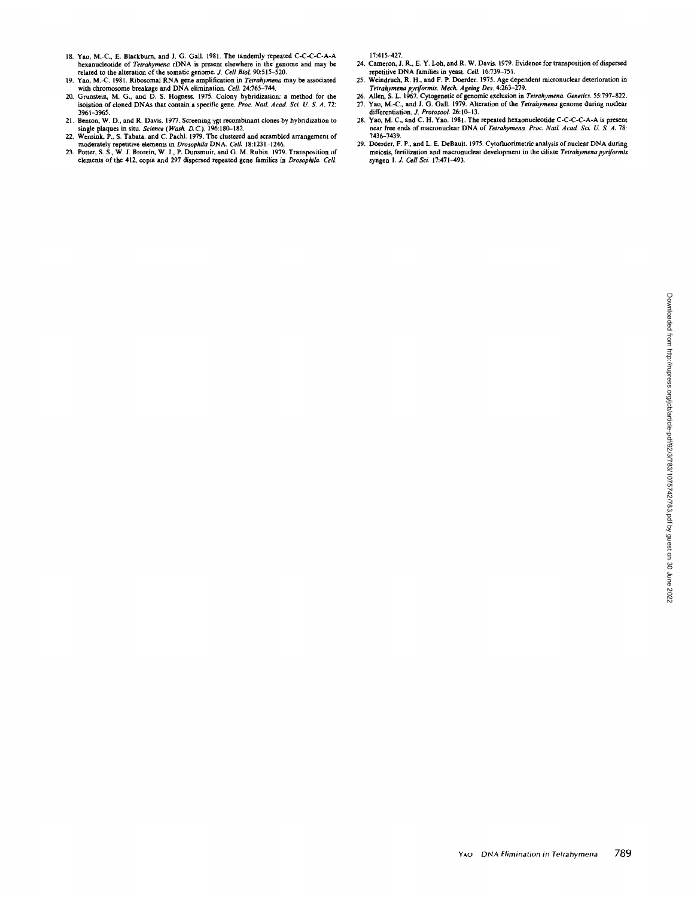18. Yao, M.-C., E. Blackburn, and J. G. Gall. 1981. The tandemly repeated C-C-C-C-A-A hexanucleotide of *Tetrahymena* rDNA is present elsewhere in the genome and may be related to the alteration of the somatic genome. *J. Cell Biol.* 90:515–520.
19. Yao, M.-C. 1981. Ribosomal RNA gene amplification in *Tetrahymena* may be associated with chromosome breakage and DNA elimination. *Cell.* 24:765–744.
20. Grunstein, M. G., and D. S. Hogness. 1975. Colony hybridization: a method for the isolation of cloned DNAs that contain a specific gene. *Proc. Natl. Acad. Sci. U. S. A.* 72: 3961–3965.
21. Benton, W. D., and R. Davis. 1977. Screening γgt recombinant clones by hybridization to single plaques in situ. *Science (Wash. D.C.).* 196:180–182.
22. Wensink, P., S. Tabata, and C. Pachl. 1979. The clustered and scrambled arrangement of moderately repetitive elements in *Drosophila* DNA. *Cell.* 18:1231–1246.
23. Potter, S. S., W. J. Brorein, W. J., P. Dunsmuir, and G. M. Rubin. 1979. Transposition of elements of the 412, copia and 297 dispersed repeated gene families in *Drosophila. Cell.* 17:415–427.
24. Cameron, J. R., E. Y. Loh, and R. W. Davis. 1979. Evidence for transposition of dispersed repetitive DNA families in yeast. *Cell.* 16:739–751.
25. Weindruch, R. H., and F. P. Doerder. 1975. Age dependent micronuclear deterioration in *Tetrahymena pyriformis. Mech. Ageing Dev.* 4:263–279.
26. Allen, S. L. 1967. Cytogenetic of genomic exclusion in *Tetrahymena. Genetics.* 55:797–822.
27. Yao, M.-C., and J. G. Gall. 1979. Alteration of the *Tetrahymena* genome during nuclear differentiation. *J. Protozool.* 26:10–13.
28. Yao, M. C., and C. H. Yao. 1981. The repeated hexaonucleotide C-C-C-C-A-A is present near free ends of macronuclear DNA of *Tetrahymena. Proc. Natl. Acad. Sci. U. S. A.* 78: 7436–7439.
29. Doerder, F. P., and L. E. DeBault. 1975. Cytofluorimetric analysis of nuclear DNA during meiosis, fertilization and macronuclear development in the ciliate *Tetrahymena pyriformis* syngen 1. *J. Cell Sci.* 17:471–493.